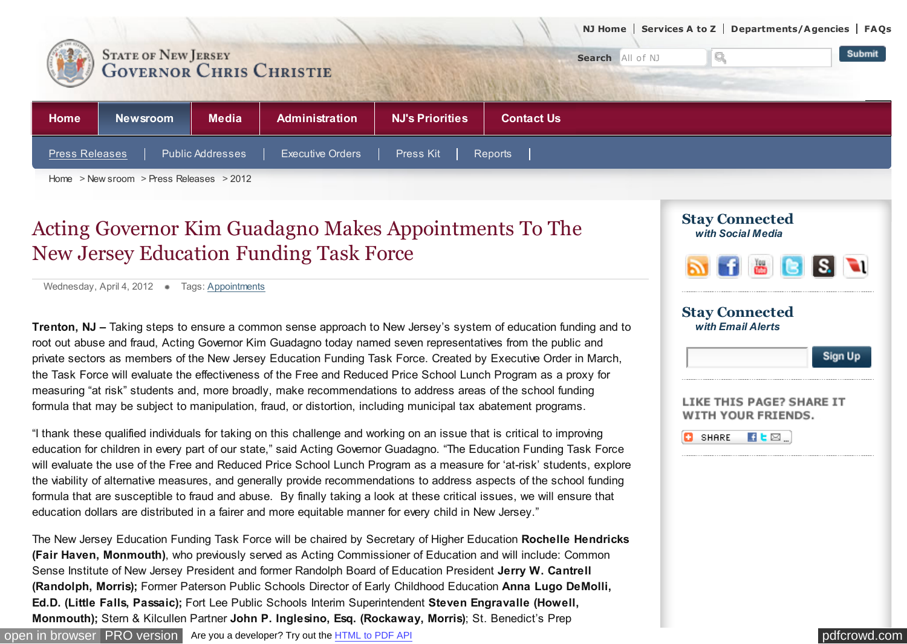# Acting Governor Kim Guadagno Makes Appointments To The New Jersey Education Funding Task Force

Wednesday, April 4, 2012 • Tags: Appointments

**Trenton, NJ –** Taking steps to ensure a common sense approach to New Jersey's system of education funding and to root out abuse and fraud, Acting Governor Kim Guadagno today named seven representatives from the public and private sectors as members of the New Jersey Education Funding Task Force. Created by Executive Order in March, the Task Force will evaluate the effectiveness of the Free and Reduced Price School Lunch Program as a proxy for measuring "at risk" students and, more broadly, make recommendations to address areas of the school funding formula that may be subject to manipulation, fraud, or distortion, including municipal tax abatement programs.

"I thank these qualified individuals for taking on this challenge and working on an issue that is critical to improving education for children in every part of our state," said Acting Governor Guadagno. "The Education Funding Task Force will evaluate the use of the Free and Reduced Price School Lunch Program as a measure for 'at-risk' students, explore the viability of alternative measures, and generally provide recommendations to address aspects of the school funding formula that are susceptible to fraud and abuse. By finally taking a look at these critical issues, we will ensure that education dollars are distributed in a fairer and more equitable manner for every child in New Jersey."

The New Jersey Education Funding Task Force will be chaired by Secretary of Higher Education **Rochelle Hendricks (Fair Haven, Monmouth)**, who previously served as Acting Commissioner of Education and will include: Common Sense Institute of New Jersey President and former Randolph Board of Education President **Jerry W. Cantrell (Randolph, Morris);** Former Paterson Public Schools Director of Early Childhood Education **Anna Lugo DeMolli, Ed.D. (Little Falls, Passaic);** Fort Lee Public Schools Interim Superintendent **Steven Engravalle (Howell, Monmouth);** Stern & Kilcullen Partner **John P. Inglesino, Esq. (Rockaway, Morris)**; St. Benedict's Prep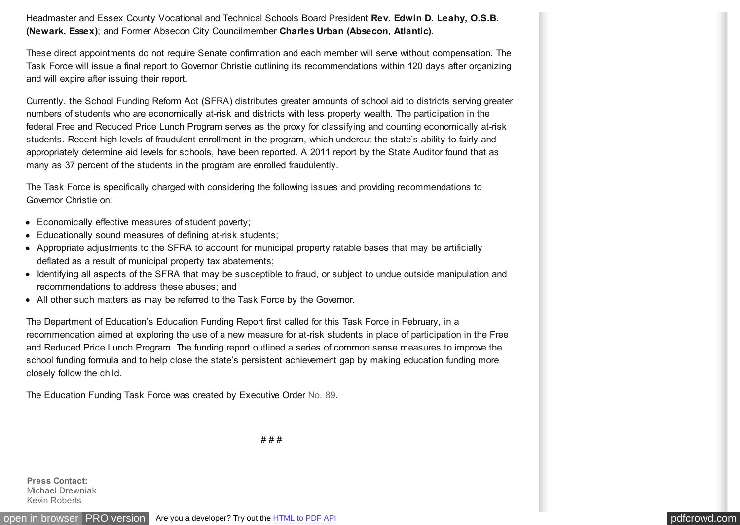Headmaster and Essex County Vocational and Technical Schools Board President **Rev. Edwin D. Leahy, O.S.B. (Newark, Essex)**; and Former Absecon City Councilmember **Charles Urban (Absecon, Atlantic)**.

These direct appointments do not require Senate confirmation and each member will serve without compensation. The Task Force will issue a final report to Governor Christie outlining its recommendations within 120 days after organizing and will expire after issuing their report.

Currently, the School Funding Reform Act (SFRA) distributes greater amounts of school aid to districts serving greater numbers of students who are economically at-risk and districts with less property wealth. The participation in the federal Free and Reduced Price Lunch Program serves as the proxy for classifying and counting economically at-risk students. Recent high levels of fraudulent enrollment in the program, which undercut the state's ability to fairly and appropriately determine aid levels for schools, have been reported. A 2011 report by the State Auditor found that as many as 37 percent of the students in the program are enrolled fraudulently.

The Task Force is specifically charged with considering the following issues and providing recommendations to Governor Christie on:

- Economically effective measures of student poverty;
- Educationally sound measures of defining at-risk students;
- Appropriate adjustments to the SFRA to account for municipal property ratable bases that may be artificially deflated as a result of municipal property tax abatements;
- Identifying all aspects of the SFRA that may be susceptible to fraud, or subject to undue outside manipulation and recommendations to address these abuses; and
- All other such matters as may be referred to the Task Force by the Governor.

The Department of Education's Education Funding Report first called for this Task Force in February, in a recommendation aimed at exploring the use of a new measure for at-risk students in place of participation in the Free and Reduced Price Lunch Program. The funding report outlined a series of common sense measures to improve the school funding formula and to help close the state's persistent achievement gap by making education funding more closely follow the child.

The Education Funding Task Force was created by Executive Order No. 89.

# # #

**Press Contact:**
Michael Drewniak
Kevin Roberts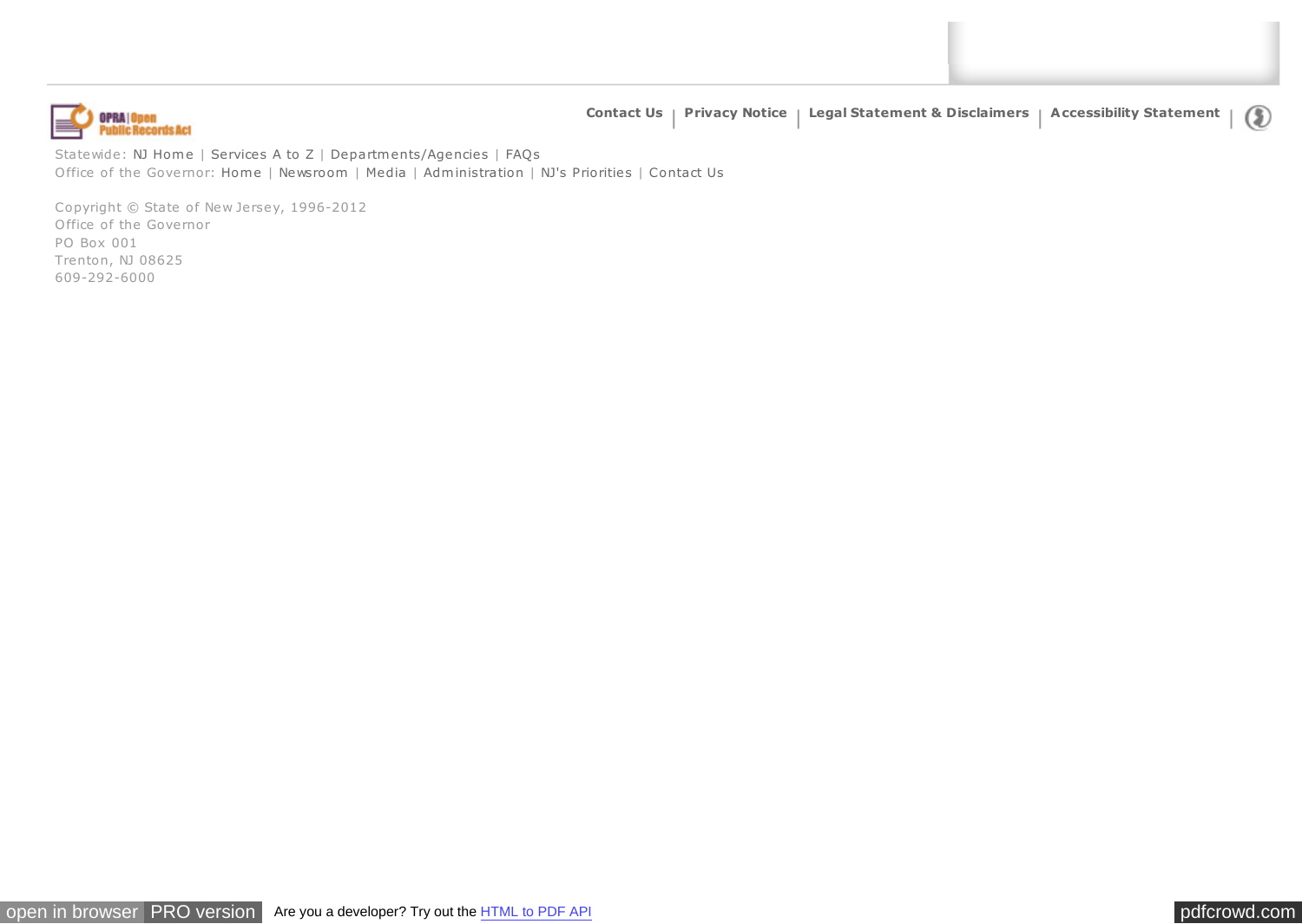OPRA | Open Public Records Act

Contact Us | Privacy Notice | Legal Statement & Disclaimers | Accessibility Statement |

Statewide: NJ Home | Services A to Z | Departments/Agencies | FAQs
Office of the Governor: Home | Newsroom | Media | Administration | NJ's Priorities | Contact Us

Copyright © State of New Jersey, 1996-2012
Office of the Governor
PO Box 001
Trenton, NJ 08625
609-292-6000